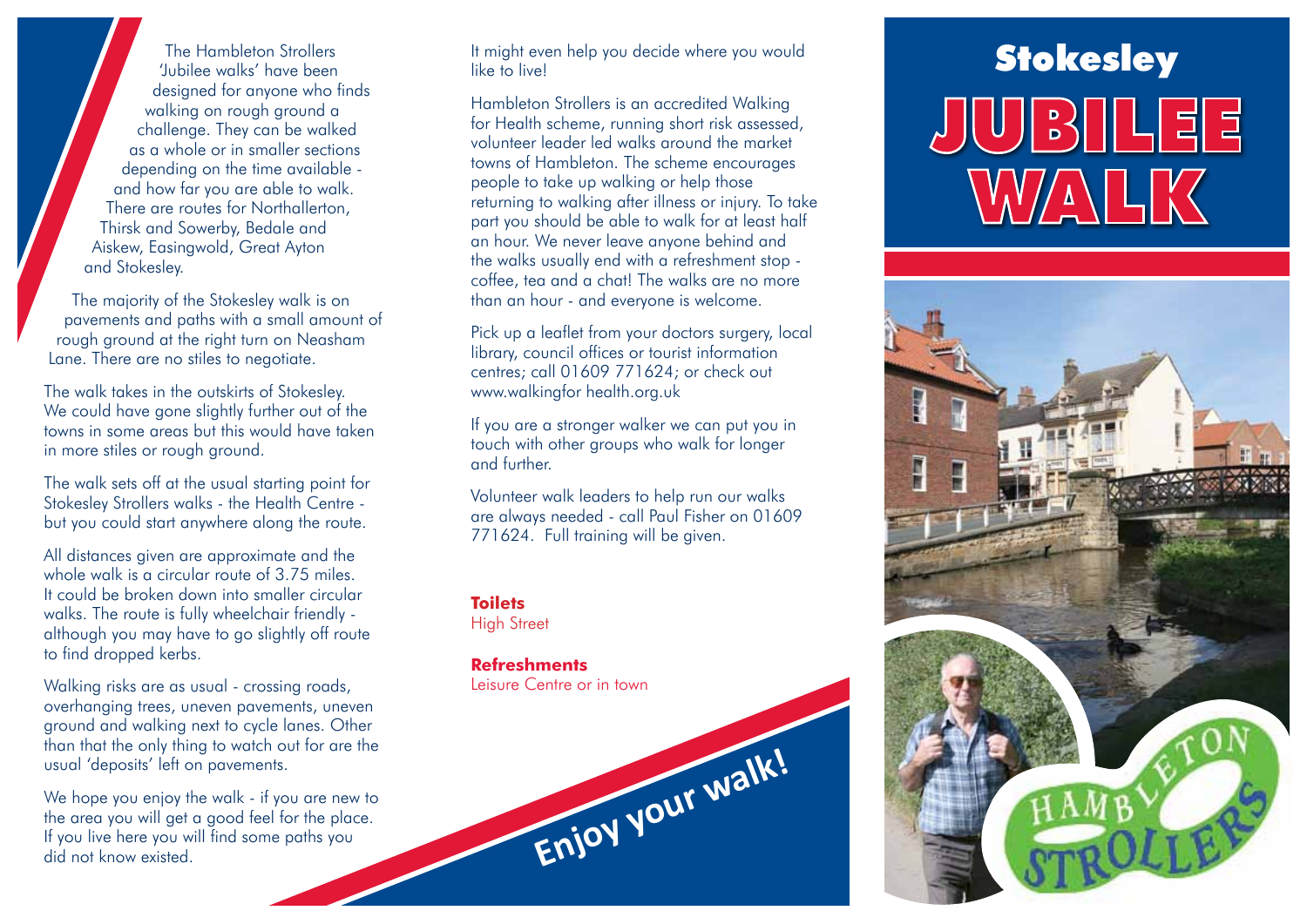The Hambleton Strollers 'Jubilee walks' have been designed for anyone who finds walking on rough ground a challenge. They can be walked as a whole or in smaller sections depending on the time available - and how far you are able to walk. There are routes for Northallerton, Thirsk and Sowerby, Bedale and Aiskew, Easingwold, Great Ayton and Stokesley.

The majority of the Stokesley walk is on pavements and paths with a small amount of rough ground at the right turn on Neasham Lane. There are no stiles to negotiate.

The walk takes in the outskirts of Stokesley. We could have gone slightly further out of the towns in some areas but this would have taken in more stiles or rough ground.

The walk sets off at the usual starting point for Stokesley Strollers walks - the Health Centre - but you could start anywhere along the route.

All distances given are approximate and the whole walk is a circular route of 3.75 miles. It could be broken down into smaller circular walks. The route is fully wheelchair friendly - although you may have to go slightly off route to find dropped kerbs.

Walking risks are as usual - crossing roads, overhanging trees, uneven pavements, uneven ground and walking next to cycle lanes. Other than that the only thing to watch out for are the usual 'deposits' left on pavements.

We hope you enjoy the walk - if you are new to the area you will get a good feel for the place. If you live here you will find some paths you did not know existed.

It might even help you decide where you would like to live!

Hambleton Strollers is an accredited Walking for Health scheme, running short risk assessed, volunteer leader led walks around the market towns of Hambleton. The scheme encourages people to take up walking or help those returning to walking after illness or injury. To take part you should be able to walk for at least half an hour. We never leave anyone behind and the walks usually end with a refreshment stop - coffee, tea and a chat! The walks are no more than an hour - and everyone is welcome.

Pick up a leaflet from your doctors surgery, local library, council offices or tourist information centres; call 01609 771624; or check out www.walkingfor health.org.uk

If you are a stronger walker we can put you in touch with other groups who walk for longer and further.

Volunteer walk leaders to help run our walks are always needed - call Paul Fisher on 01609 771624. Full training will be given.

**Toilets**
High Street

**Refreshments**
Leisure Centre or in town

**Enjoy your walk!**

# Stokesley
# JUBILEE WALK

HAMBLETON STROLLERS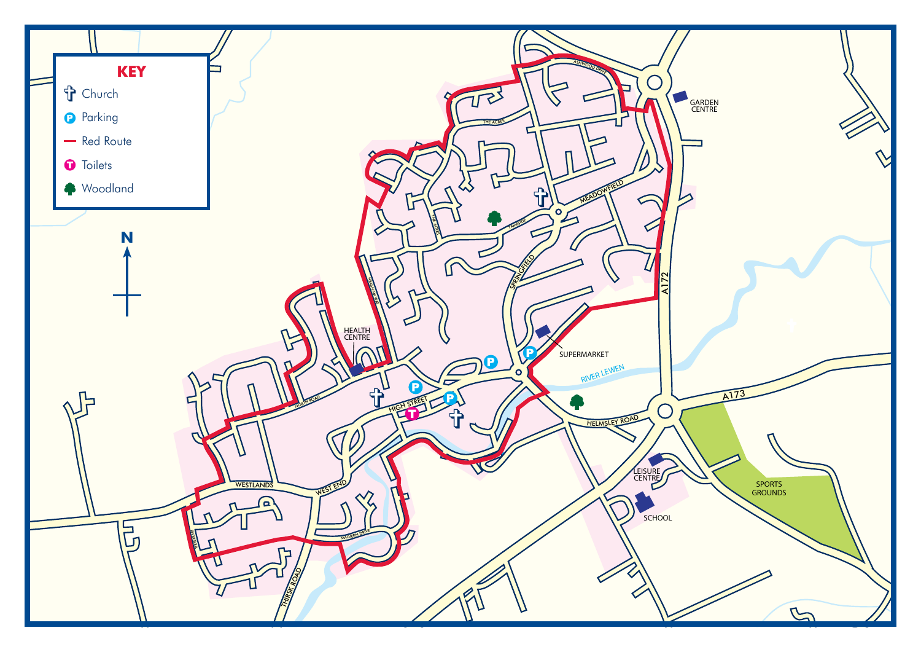**KEY**

- Church
- Parking
- Red Route
- Toilets
- Woodland

N

ASHWOOD DRIVE

GARDEN CENTRE

THE ACRES

MEADOWFIELD

TARNSIDE

THE ACRES

SPRINGFIELD

HEALTH CENTRE

SUPERMARKET

A172

RIVER LEWEN

NORTH ROAD

HIGH STREET

HELMSLEY ROAD

A173

LEISURE CENTRE

WESTLANDS

WEST END

SCHOOL

SPORTS GROUNDS

MALVERN DRIVE

THIRSK ROAD